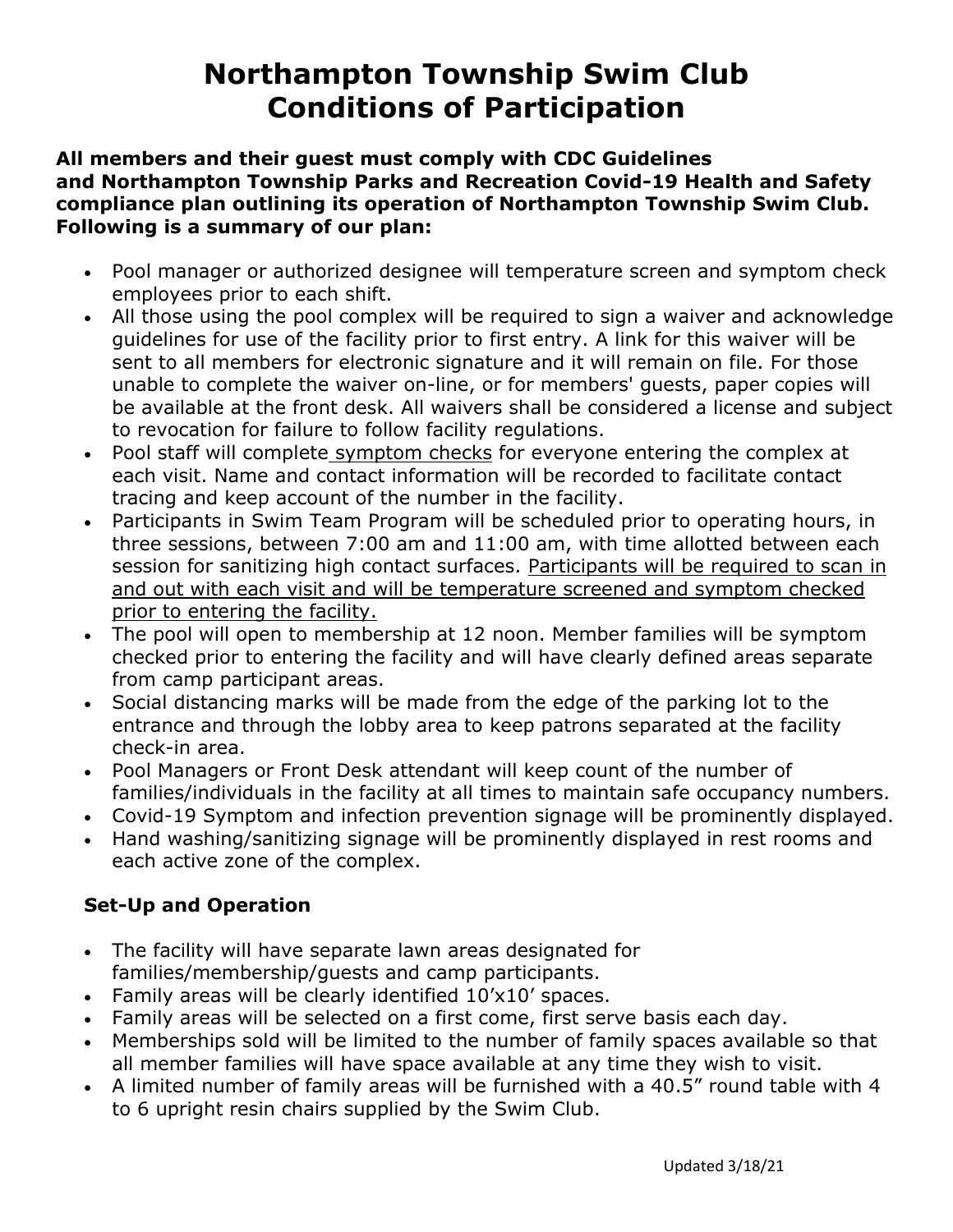# Northampton Township Swim Club
# Conditions of Participation

**All members and their guest must comply with CDC Guidelines and Northampton Township Parks and Recreation Covid-19 Health and Safety compliance plan outlining its operation of Northampton Township Swim Club. Following is a summary of our plan:**

- Pool manager or authorized designee will temperature screen and symptom check employees prior to each shift.
- All those using the pool complex will be required to sign a waiver and acknowledge guidelines for use of the facility prior to first entry. A link for this waiver will be sent to all members for electronic signature and it will remain on file. For those unable to complete the waiver on-line, or for members' guests, paper copies will be available at the front desk. All waivers shall be considered a license and subject to revocation for failure to follow facility regulations.
- Pool staff will complete symptom checks for everyone entering the complex at each visit. Name and contact information will be recorded to facilitate contact tracing and keep account of the number in the facility.
- Participants in Swim Team Program will be scheduled prior to operating hours, in three sessions, between 7:00 am and 11:00 am, with time allotted between each session for sanitizing high contact surfaces. Participants will be required to scan in and out with each visit and will be temperature screened and symptom checked prior to entering the facility.
- The pool will open to membership at 12 noon. Member families will be symptom checked prior to entering the facility and will have clearly defined areas separate from camp participant areas.
- Social distancing marks will be made from the edge of the parking lot to the entrance and through the lobby area to keep patrons separated at the facility check-in area.
- Pool Managers or Front Desk attendant will keep count of the number of families/individuals in the facility at all times to maintain safe occupancy numbers.
- Covid-19 Symptom and infection prevention signage will be prominently displayed.
- Hand washing/sanitizing signage will be prominently displayed in rest rooms and each active zone of the complex.

### Set-Up and Operation

- The facility will have separate lawn areas designated for families/membership/guests and camp participants.
- Family areas will be clearly identified 10'x10' spaces.
- Family areas will be selected on a first come, first serve basis each day.
- Memberships sold will be limited to the number of family spaces available so that all member families will have space available at any time they wish to visit.
- A limited number of family areas will be furnished with a 40.5" round table with 4 to 6 upright resin chairs supplied by the Swim Club.

Updated 3/18/21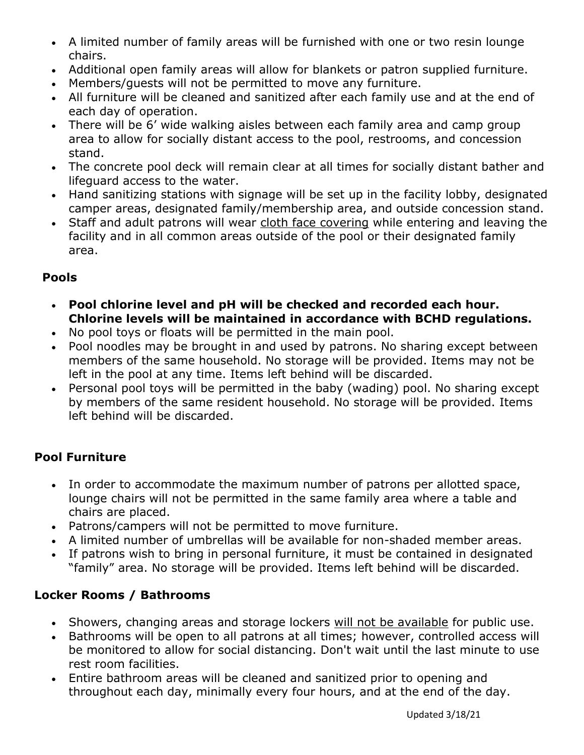- A limited number of family areas will be furnished with one or two resin lounge chairs.
- Additional open family areas will allow for blankets or patron supplied furniture.
- Members/guests will not be permitted to move any furniture.
- All furniture will be cleaned and sanitized after each family use and at the end of each day of operation.
- There will be 6' wide walking aisles between each family area and camp group area to allow for socially distant access to the pool, restrooms, and concession stand.
- The concrete pool deck will remain clear at all times for socially distant bather and lifeguard access to the water.
- Hand sanitizing stations with signage will be set up in the facility lobby, designated camper areas, designated family/membership area, and outside concession stand.
- Staff and adult patrons will wear <u>cloth face covering</u> while entering and leaving the facility and in all common areas outside of the pool or their designated family area.

## Pools

- **Pool chlorine level and pH will be checked and recorded each hour. Chlorine levels will be maintained in accordance with BCHD regulations.**
- No pool toys or floats will be permitted in the main pool.
- Pool noodles may be brought in and used by patrons. No sharing except between members of the same household. No storage will be provided. Items may not be left in the pool at any time. Items left behind will be discarded.
- Personal pool toys will be permitted in the baby (wading) pool. No sharing except by members of the same resident household. No storage will be provided. Items left behind will be discarded.

## Pool Furniture

- In order to accommodate the maximum number of patrons per allotted space, lounge chairs will not be permitted in the same family area where a table and chairs are placed.
- Patrons/campers will not be permitted to move furniture.
- A limited number of umbrellas will be available for non-shaded member areas.
- If patrons wish to bring in personal furniture, it must be contained in designated "family" area. No storage will be provided. Items left behind will be discarded.

## Locker Rooms / Bathrooms

- Showers, changing areas and storage lockers <u>will not be available</u> for public use.
- Bathrooms will be open to all patrons at all times; however, controlled access will be monitored to allow for social distancing. Don't wait until the last minute to use rest room facilities.
- Entire bathroom areas will be cleaned and sanitized prior to opening and throughout each day, minimally every four hours, and at the end of the day.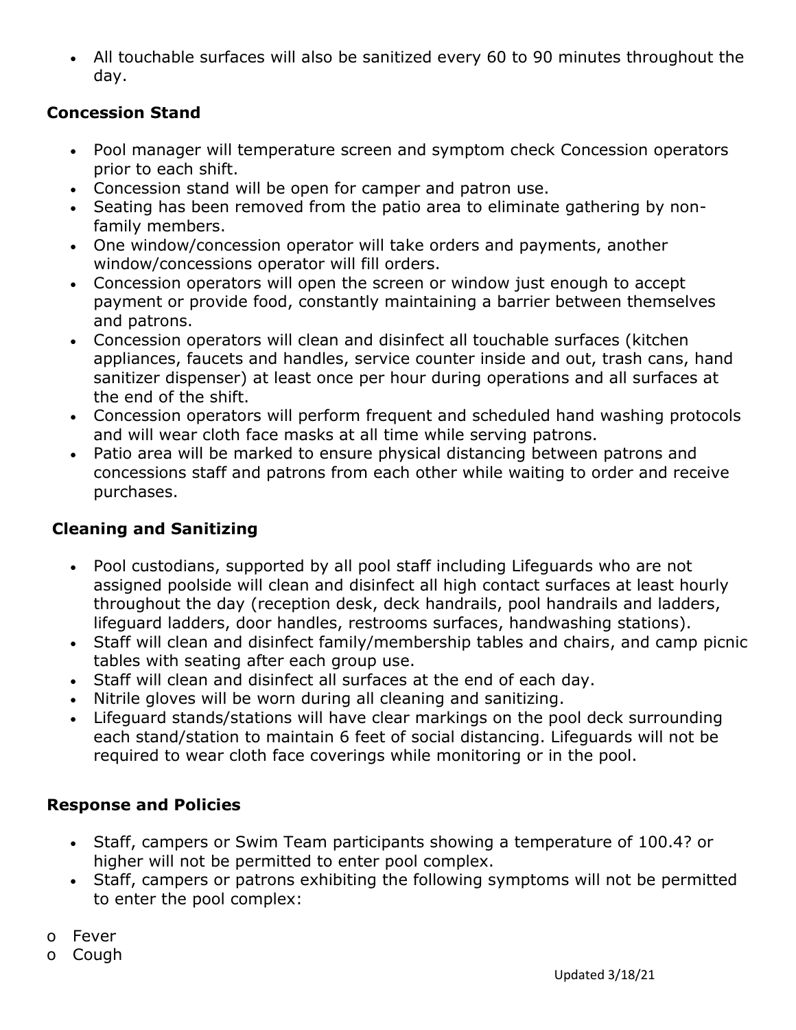- All touchable surfaces will also be sanitized every 60 to 90 minutes throughout the day.

**Concession Stand**

- Pool manager will temperature screen and symptom check Concession operators prior to each shift.
- Concession stand will be open for camper and patron use.
- Seating has been removed from the patio area to eliminate gathering by non-family members.
- One window/concession operator will take orders and payments, another window/concessions operator will fill orders.
- Concession operators will open the screen or window just enough to accept payment or provide food, constantly maintaining a barrier between themselves and patrons.
- Concession operators will clean and disinfect all touchable surfaces (kitchen appliances, faucets and handles, service counter inside and out, trash cans, hand sanitizer dispenser) at least once per hour during operations and all surfaces at the end of the shift.
- Concession operators will perform frequent and scheduled hand washing protocols and will wear cloth face masks at all time while serving patrons.
- Patio area will be marked to ensure physical distancing between patrons and concessions staff and patrons from each other while waiting to order and receive purchases.

**Cleaning and Sanitizing**

- Pool custodians, supported by all pool staff including Lifeguards who are not assigned poolside will clean and disinfect all high contact surfaces at least hourly throughout the day (reception desk, deck handrails, pool handrails and ladders, lifeguard ladders, door handles, restrooms surfaces, handwashing stations).
- Staff will clean and disinfect family/membership tables and chairs, and camp picnic tables with seating after each group use.
- Staff will clean and disinfect all surfaces at the end of each day.
- Nitrile gloves will be worn during all cleaning and sanitizing.
- Lifeguard stands/stations will have clear markings on the pool deck surrounding each stand/station to maintain 6 feet of social distancing. Lifeguards will not be required to wear cloth face coverings while monitoring or in the pool.

**Response and Policies**

- Staff, campers or Swim Team participants showing a temperature of 100.4? or higher will not be permitted to enter pool complex.
- Staff, campers or patrons exhibiting the following symptoms will not be permitted to enter the pool complex:

o Fever
o Cough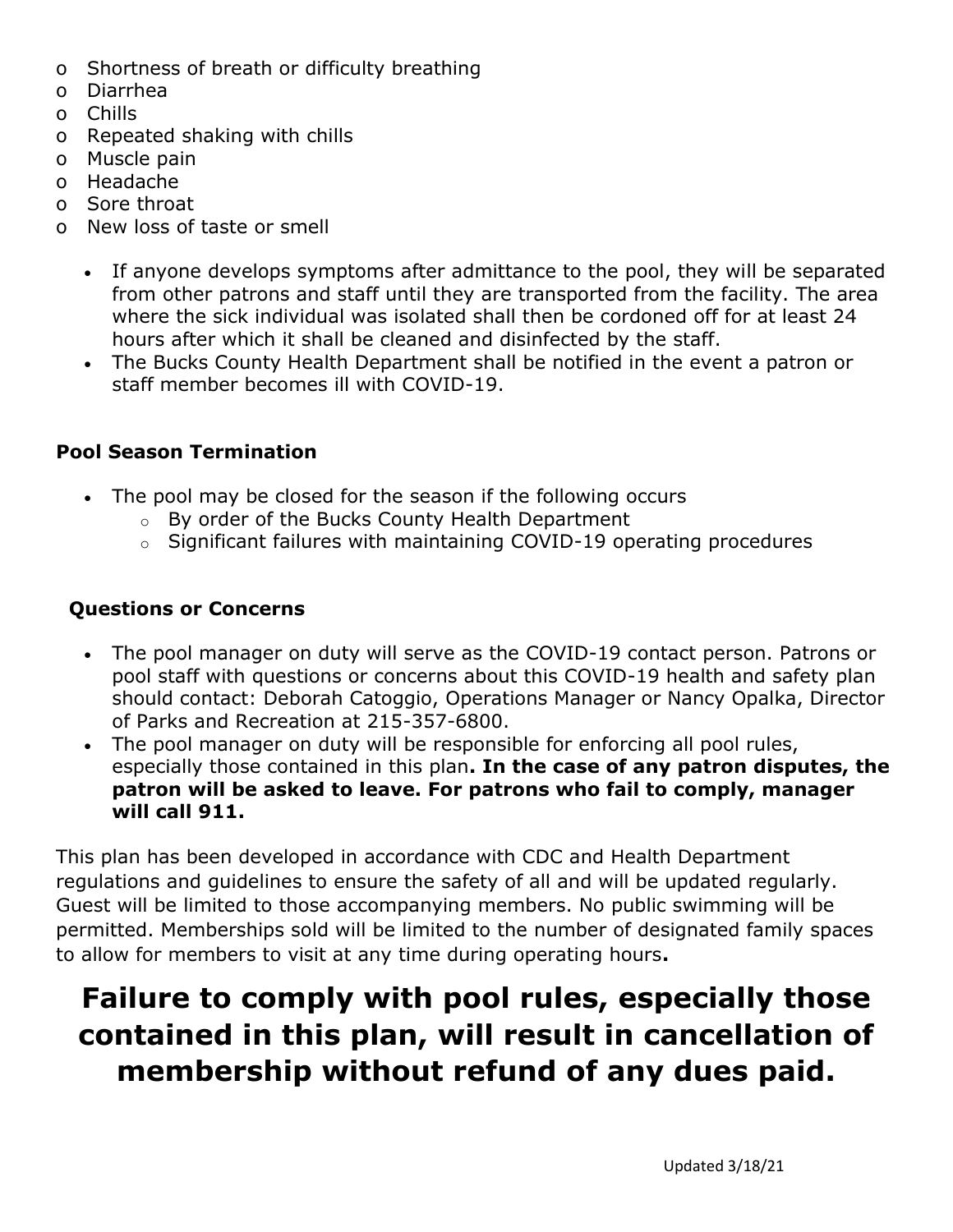- Shortness of breath or difficulty breathing
- Diarrhea
- Chills
- Repeated shaking with chills
- Muscle pain
- Headache
- Sore throat
- New loss of taste or smell

    - If anyone develops symptoms after admittance to the pool, they will be separated from other patrons and staff until they are transported from the facility. The area where the sick individual was isolated shall then be cordoned off for at least 24 hours after which it shall be cleaned and disinfected by the staff.
    - The Bucks County Health Department shall be notified in the event a patron or staff member becomes ill with COVID-19.

**Pool Season Termination**

- The pool may be closed for the season if the following occurs
    - By order of the Bucks County Health Department
    - Significant failures with maintaining COVID-19 operating procedures

**Questions or Concerns**

- The pool manager on duty will serve as the COVID-19 contact person. Patrons or pool staff with questions or concerns about this COVID-19 health and safety plan should contact: Deborah Catoggio, Operations Manager or Nancy Opalka, Director of Parks and Recreation at 215-357-6800.
- The pool manager on duty will be responsible for enforcing all pool rules, especially those contained in this plan**. In the case of any patron disputes, the patron will be asked to leave. For patrons who fail to comply, manager will call 911.**

This plan has been developed in accordance with CDC and Health Department regulations and guidelines to ensure the safety of all and will be updated regularly. Guest will be limited to those accompanying members. No public swimming will be permitted. Memberships sold will be limited to the number of designated family spaces to allow for members to visit at any time during operating hours**.**

# Failure to comply with pool rules, especially those contained in this plan, will result in cancellation of membership without refund of any dues paid.

Updated 3/18/21